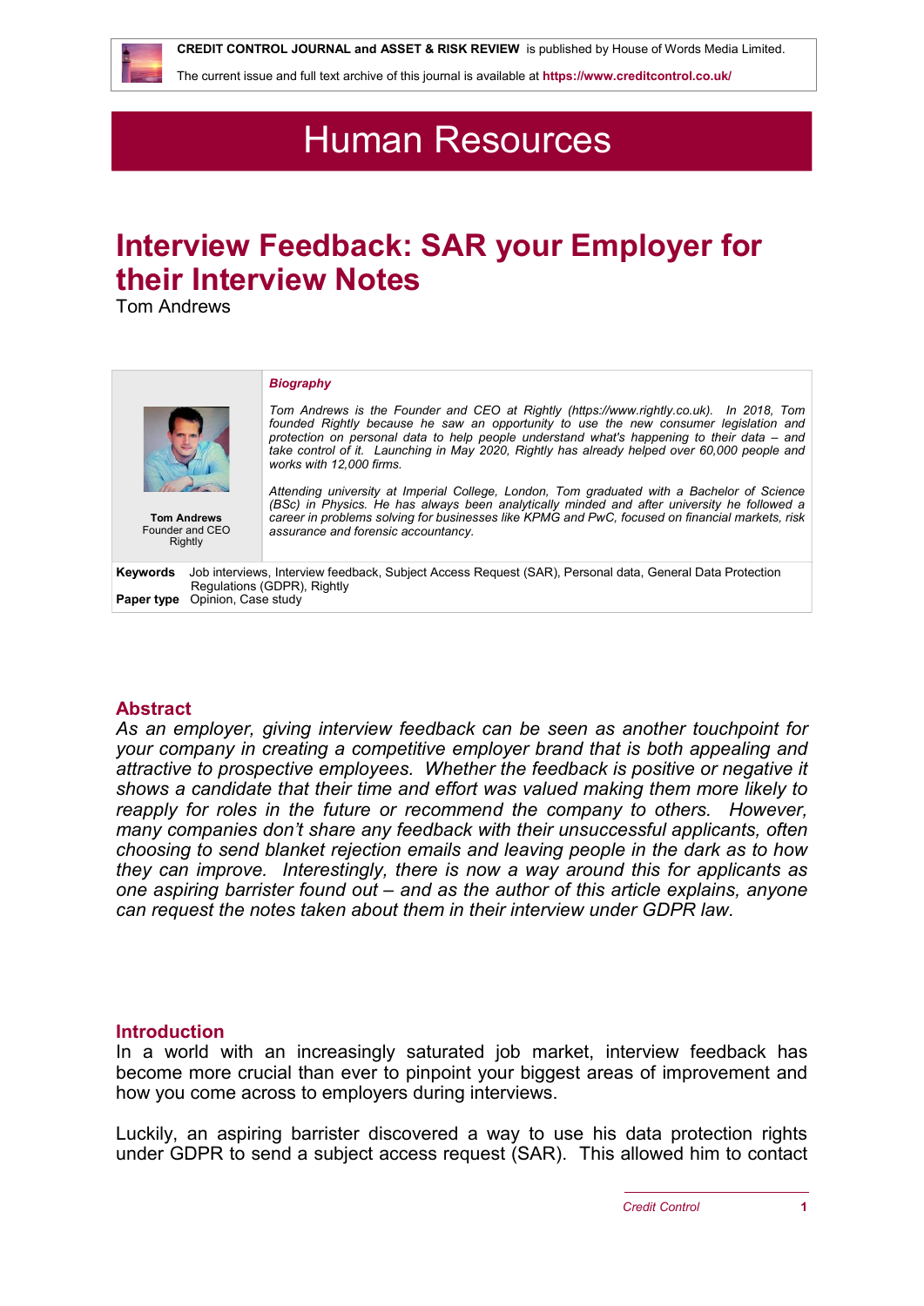CREDIT CONTROL JOURNAL and ASSET & RISK REVIEW is published by House of Words Media Limited.

The current issue and full text archive of this journal is available at https://www.creditcontrol.co.uk/

# Human Resources

## Interview Feedback: SAR your Employer for their Interview Notes

Tom Andrews

**Tom Andrews**
Founder and CEO
Rightly

***Biography***

*Tom Andrews is the Founder and CEO at Rightly (https://www.rightly.co.uk). In 2018, Tom founded Rightly because he saw an opportunity to use the new consumer legislation and protection on personal data to help people understand what's happening to their data – and take control of it. Launching in May 2020, Rightly has already helped over 60,000 people and works with 12,000 firms.*

*Attending university at Imperial College, London, Tom graduated with a Bachelor of Science (BSc) in Physics. He has always been analytically minded and after university he followed a career in problems solving for businesses like KPMG and PwC, focused on financial markets, risk assurance and forensic accountancy.*

**Keywords** Job interviews, Interview feedback, Subject Access Request (SAR), Personal data, General Data Protection Regulations (GDPR), Rightly

**Paper type** Opinion, Case study

### Abstract

*As an employer, giving interview feedback can be seen as another touchpoint for your company in creating a competitive employer brand that is both appealing and attractive to prospective employees. Whether the feedback is positive or negative it shows a candidate that their time and effort was valued making them more likely to reapply for roles in the future or recommend the company to others. However, many companies don't share any feedback with their unsuccessful applicants, often choosing to send blanket rejection emails and leaving people in the dark as to how they can improve. Interestingly, there is now a way around this for applicants as one aspiring barrister found out – and as the author of this article explains, anyone can request the notes taken about them in their interview under GDPR law.*

### Introduction

In a world with an increasingly saturated job market, interview feedback has become more crucial than ever to pinpoint your biggest areas of improvement and how you come across to employers during interviews.

Luckily, an aspiring barrister discovered a way to use his data protection rights under GDPR to send a subject access request (SAR). This allowed him to contact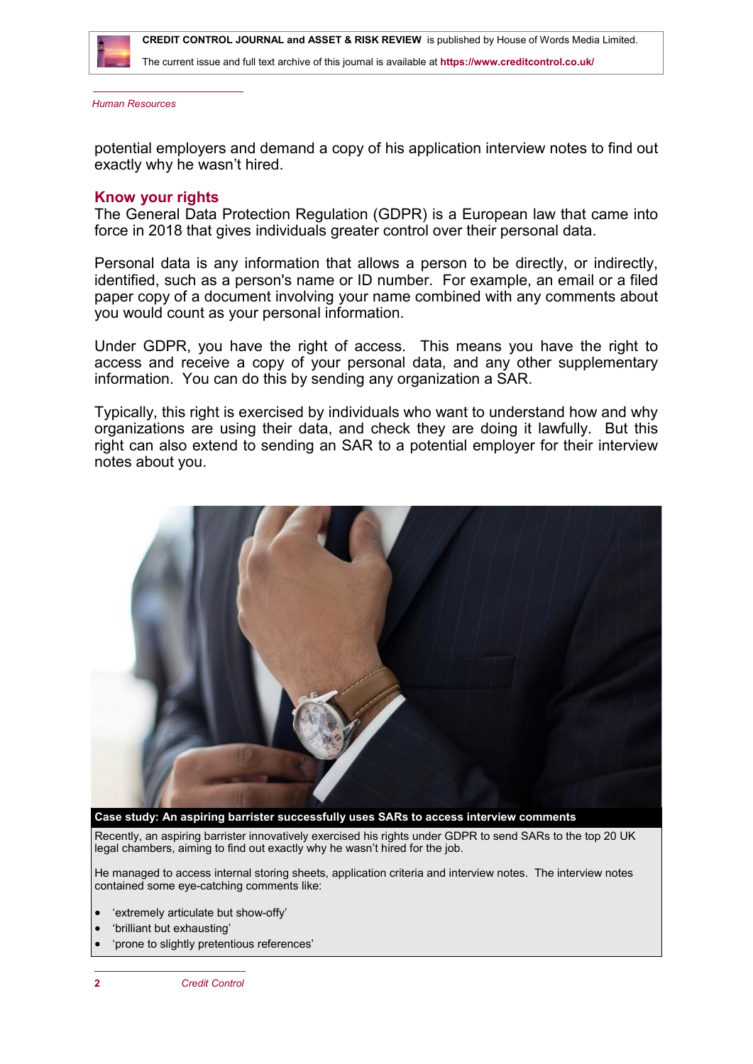potential employers and demand a copy of his application interview notes to find out exactly why he wasn't hired.

## Know your rights

The General Data Protection Regulation (GDPR) is a European law that came into force in 2018 that gives individuals greater control over their personal data.

Personal data is any information that allows a person to be directly, or indirectly, identified, such as a person's name or ID number. For example, an email or a filed paper copy of a document involving your name combined with any comments about you would count as your personal information.

Under GDPR, you have the right of access. This means you have the right to access and receive a copy of your personal data, and any other supplementary information. You can do this by sending any organization a SAR.

Typically, this right is exercised by individuals who want to understand how and why organizations are using their data, and check they are doing it lawfully. But this right can also extend to sending an SAR to a potential employer for their interview notes about you.

**Case study: An aspiring barrister successfully uses SARs to access interview comments**

Recently, an aspiring barrister innovatively exercised his rights under GDPR to send SARs to the top 20 UK legal chambers, aiming to find out exactly why he wasn't hired for the job.

He managed to access internal storing sheets, application criteria and interview notes. The interview notes contained some eye-catching comments like:

- 'extremely articulate but show-offy'
- 'brilliant but exhausting'
- 'prone to slightly pretentious references'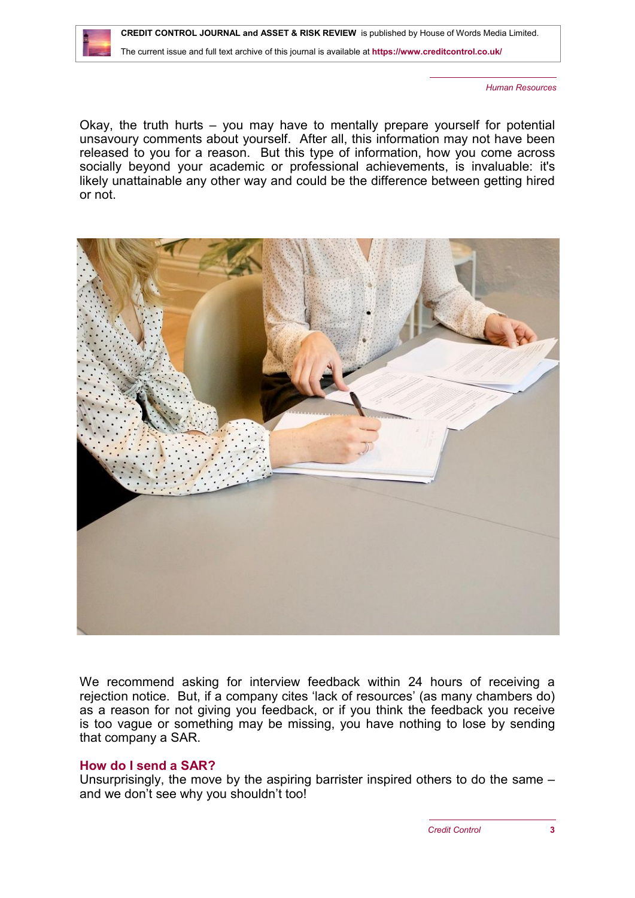Okay, the truth hurts – you may have to mentally prepare yourself for potential unsavoury comments about yourself. After all, this information may not have been released to you for a reason. But this type of information, how you come across socially beyond your academic or professional achievements, is invaluable: it's likely unattainable any other way and could be the difference between getting hired or not.

We recommend asking for interview feedback within 24 hours of receiving a rejection notice. But, if a company cites 'lack of resources' (as many chambers do) as a reason for not giving you feedback, or if you think the feedback you receive is too vague or something may be missing, you have nothing to lose by sending that company a SAR.

### How do I send a SAR?

Unsurprisingly, the move by the aspiring barrister inspired others to do the same – and we don't see why you shouldn't too!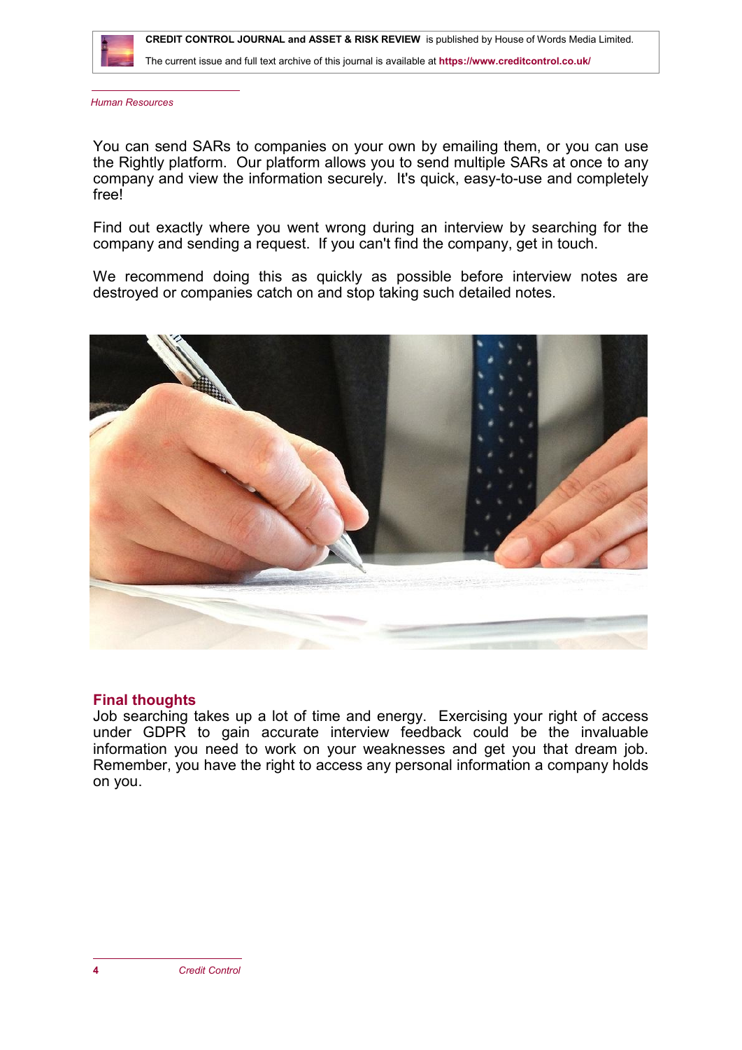You can send SARs to companies on your own by emailing them, or you can use the Rightly platform. Our platform allows you to send multiple SARs at once to any company and view the information securely. It's quick, easy-to-use and completely free!

Find out exactly where you went wrong during an interview by searching for the company and sending a request. If you can't find the company, get in touch.

We recommend doing this as quickly as possible before interview notes are destroyed or companies catch on and stop taking such detailed notes.

## Final thoughts

Job searching takes up a lot of time and energy. Exercising your right of access under GDPR to gain accurate interview feedback could be the invaluable information you need to work on your weaknesses and get you that dream job. Remember, you have the right to access any personal information a company holds on you.